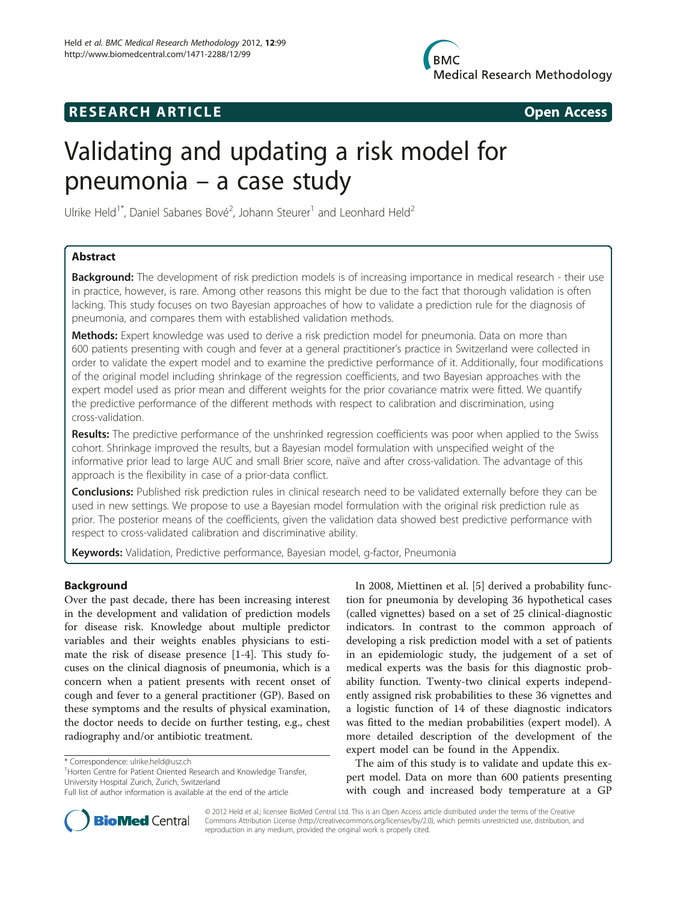RESEARCH ARTICLE Open Access

# Validating and updating a risk model for pneumonia – a case study

Ulrike Held[1*], Daniel Sabanes Bové[2], Johann Steurer[1] and Leonhard Held[2]

## Abstract

**Background:** The development of risk prediction models is of increasing importance in medical research - their use in practice, however, is rare. Among other reasons this might be due to the fact that thorough validation is often lacking. This study focuses on two Bayesian approaches of how to validate a prediction rule for the diagnosis of pneumonia, and compares them with established validation methods.

**Methods:** Expert knowledge was used to derive a risk prediction model for pneumonia. Data on more than 600 patients presenting with cough and fever at a general practitioner's practice in Switzerland were collected in order to validate the expert model and to examine the predictive performance of it. Additionally, four modifications of the original model including shrinkage of the regression coefficients, and two Bayesian approaches with the expert model used as prior mean and different weights for the prior covariance matrix were fitted. We quantify the predictive performance of the different methods with respect to calibration and discrimination, using cross-validation.

**Results:** The predictive performance of the unshrinked regression coefficients was poor when applied to the Swiss cohort. Shrinkage improved the results, but a Bayesian model formulation with unspecified weight of the informative prior lead to large AUC and small Brier score, naïve and after cross-validation. The advantage of this approach is the flexibility in case of a prior-data conflict.

**Conclusions:** Published risk prediction rules in clinical research need to be validated externally before they can be used in new settings. We propose to use a Bayesian model formulation with the original risk prediction rule as prior. The posterior means of the coefficients, given the validation data showed best predictive performance with respect to cross-validated calibration and discriminative ability.

**Keywords:** Validation, Predictive performance, Bayesian model, g-factor, Pneumonia

## Background

Over the past decade, there has been increasing interest in the development and validation of prediction models for disease risk. Knowledge about multiple predictor variables and their weights enables physicians to estimate the risk of disease presence [1-4]. This study focuses on the clinical diagnosis of pneumonia, which is a concern when a patient presents with recent onset of cough and fever to a general practitioner (GP). Based on these symptoms and the results of physical examination, the doctor needs to decide on further testing, e.g., chest radiography and/or antibiotic treatment.

In 2008, Miettinen et al. [5] derived a probability function for pneumonia by developing 36 hypothetical cases (called vignettes) based on a set of 25 clinical-diagnostic indicators. In contrast to the common approach of developing a risk prediction model with a set of patients in an epidemiologic study, the judgement of a set of medical experts was the basis for this diagnostic probability function. Twenty-two clinical experts independently assigned risk probabilities to these 36 vignettes and a logistic function of 14 of these diagnostic indicators was fitted to the median probabilities (expert model). A more detailed description of the development of the expert model can be found in the Appendix.

The aim of this study is to validate and update this expert model. Data on more than 600 patients presenting with cough and increased body temperature at a GP

\* Correspondence: ulrike.held@usz.ch
[1]Horten Centre for Patient Oriented Research and Knowledge Transfer, University Hospital Zurich, Zurich, Switzerland
Full list of author information is available at the end of the article

© 2012 Held et al.; licensee BioMed Central Ltd. This is an Open Access article distributed under the terms of the Creative Commons Attribution License (http://creativecommons.org/licenses/by/2.0), which permits unrestricted use, distribution, and reproduction in any medium, provided the original work is properly cited.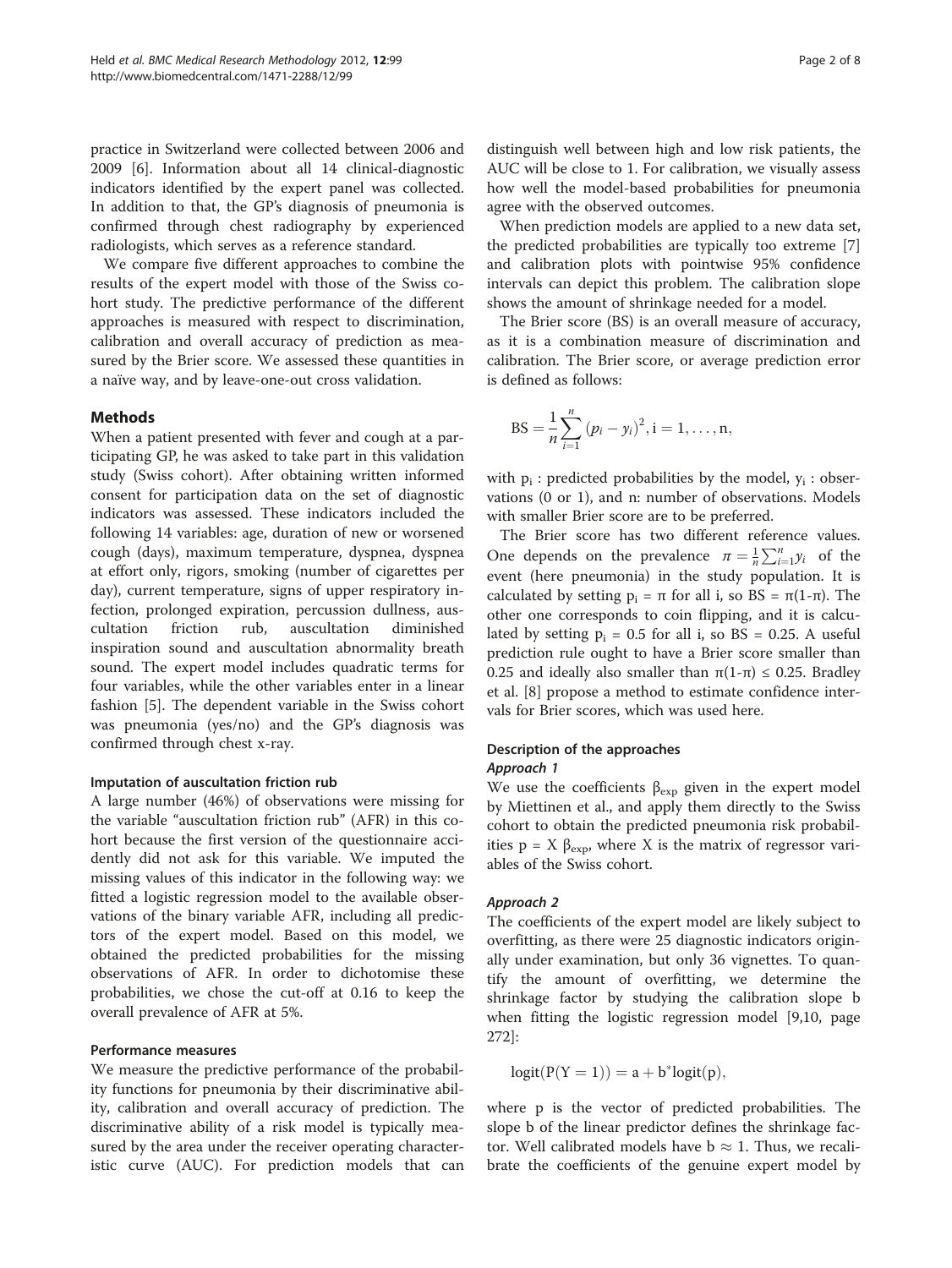practice in Switzerland were collected between 2006 and 2009 [6]. Information about all 14 clinical-diagnostic indicators identified by the expert panel was collected. In addition to that, the GP's diagnosis of pneumonia is confirmed through chest radiography by experienced radiologists, which serves as a reference standard.

We compare five different approaches to combine the results of the expert model with those of the Swiss cohort study. The predictive performance of the different approaches is measured with respect to discrimination, calibration and overall accuracy of prediction as measured by the Brier score. We assessed these quantities in a naïve way, and by leave-one-out cross validation.

## Methods

When a patient presented with fever and cough at a participating GP, he was asked to take part in this validation study (Swiss cohort). After obtaining written informed consent for participation data on the set of diagnostic indicators was assessed. These indicators included the following 14 variables: age, duration of new or worsened cough (days), maximum temperature, dyspnea, dyspnea at effort only, rigors, smoking (number of cigarettes per day), current temperature, signs of upper respiratory infection, prolonged expiration, percussion dullness, auscultation friction rub, auscultation diminished inspiration sound and auscultation abnormality breath sound. The expert model includes quadratic terms for four variables, while the other variables enter in a linear fashion [5]. The dependent variable in the Swiss cohort was pneumonia (yes/no) and the GP's diagnosis was confirmed through chest x-ray.

### Imputation of auscultation friction rub

A large number (46%) of observations were missing for the variable "auscultation friction rub" (AFR) in this cohort because the first version of the questionnaire accidently did not ask for this variable. We imputed the missing values of this indicator in the following way: we fitted a logistic regression model to the available observations of the binary variable AFR, including all predictors of the expert model. Based on this model, we obtained the predicted probabilities for the missing observations of AFR. In order to dichotomise these probabilities, we chose the cut-off at 0.16 to keep the overall prevalence of AFR at 5%.

### Performance measures

We measure the predictive performance of the probability functions for pneumonia by their discriminative ability, calibration and overall accuracy of prediction. The discriminative ability of a risk model is typically measured by the area under the receiver operating characteristic curve (AUC). For prediction models that can distinguish well between high and low risk patients, the AUC will be close to 1. For calibration, we visually assess how well the model-based probabilities for pneumonia agree with the observed outcomes.

When prediction models are applied to a new data set, the predicted probabilities are typically too extreme [7] and calibration plots with pointwise 95% confidence intervals can depict this problem. The calibration slope shows the amount of shrinkage needed for a model.

The Brier score (BS) is an overall measure of accuracy, as it is a combination measure of discrimination and calibration. The Brier score, or average prediction error is defined as follows:

$$\mathrm{BS} = \frac{1}{n}\sum_{i=1}^{n}(p_i - y_i)^2, \mathrm{i} = 1, \ldots, \mathrm{n},$$

with $\mathrm{p_i}$ : predicted probabilities by the model, $\mathrm{y_i}$ : observations (0 or 1), and n: number of observations. Models with smaller Brier score are to be preferred.

The Brier score has two different reference values. One depends on the prevalence $\pi = \frac{1}{n}\sum_{i=1}^{n} y_i$ of the event (here pneumonia) in the study population. It is calculated by setting $\mathrm{p_i} = \pi$ for all i, so $\mathrm{BS} = \pi(1\text{-}\pi)$. The other one corresponds to coin flipping, and it is calculated by setting $\mathrm{p_i} = 0.5$ for all i, so BS = 0.25. A useful prediction rule ought to have a Brier score smaller than 0.25 and ideally also smaller than $\pi(1\text{-}\pi) \leq 0.25$. Bradley et al. [8] propose a method to estimate confidence intervals for Brier scores, which was used here.

### Description of the approaches

#### *Approach 1*

We use the coefficients $\beta_{\mathrm{exp}}$ given in the expert model by Miettinen et al., and apply them directly to the Swiss cohort to obtain the predicted pneumonia risk probabilities $\mathrm{p} = \mathrm{X}\,\beta_{\mathrm{exp}}$, where X is the matrix of regressor variables of the Swiss cohort.

#### *Approach 2*

The coefficients of the expert model are likely subject to overfitting, as there were 25 diagnostic indicators originally under examination, but only 36 vignettes. To quantify the amount of overfitting, we determine the shrinkage factor by studying the calibration slope b when fitting the logistic regression model [9,10, page 272]:

$$\mathrm{logit}(\mathrm{P}(\mathrm{Y}=1)) = \mathrm{a} + \mathrm{b}^{*}\mathrm{logit}(\mathrm{p}),$$

where p is the vector of predicted probabilities. The slope b of the linear predictor defines the shrinkage factor. Well calibrated models have $\mathrm{b} \approx 1$. Thus, we recalibrate the coefficients of the genuine expert model by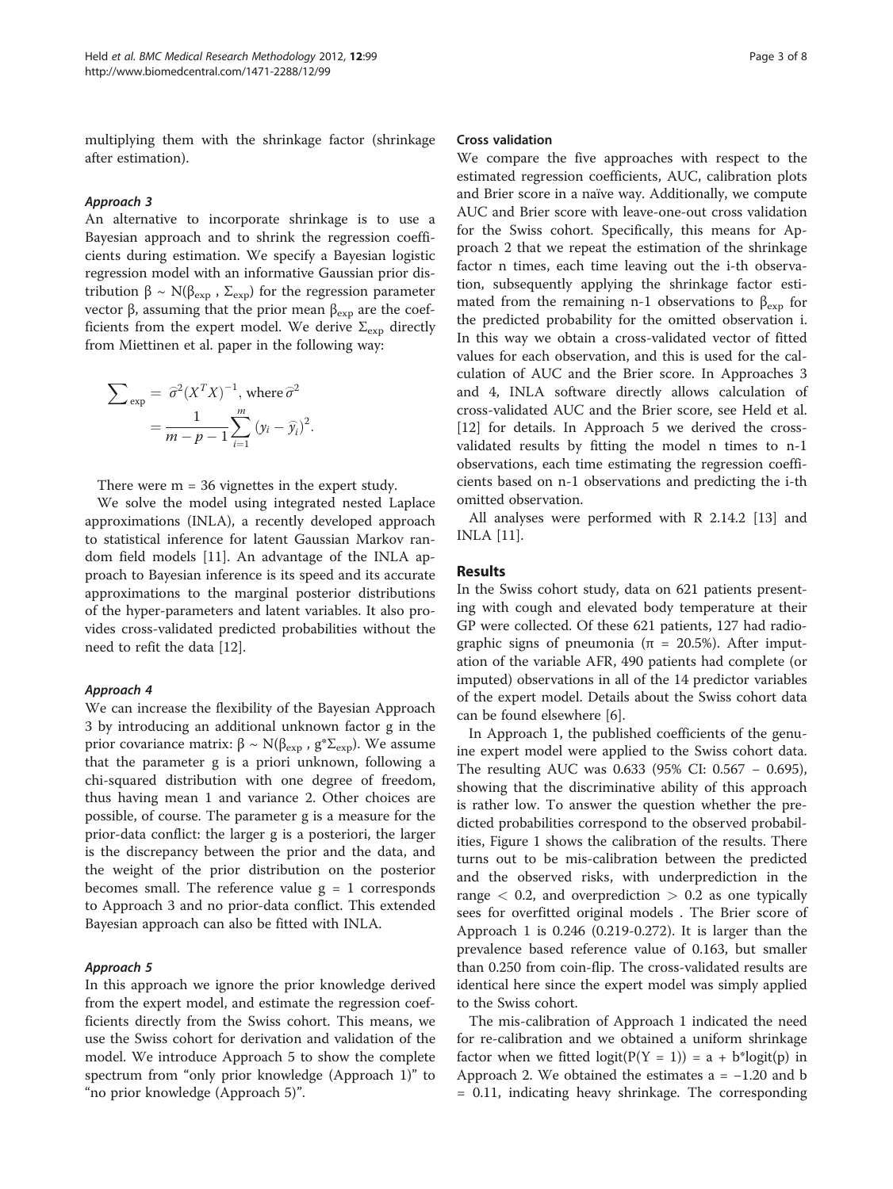multiplying them with the shrinkage factor (shrinkage after estimation).

#### *Approach 3*

An alternative to incorporate shrinkage is to use a Bayesian approach and to shrink the regression coefficients during estimation. We specify a Bayesian logistic regression model with an informative Gaussian prior distribution $\beta \sim N(\beta_{exp}, \Sigma_{exp})$ for the regression parameter vector β, assuming that the prior mean $\beta_{exp}$ are the coefficients from the expert model. We derive $\Sigma_{exp}$ directly from Miettinen et al. paper in the following way:

$$\sum\nolimits_{exp} = \hat{\sigma}^2 (X^T X)^{-1}, \text{ where } \hat{\sigma}^2 = \frac{1}{m-p-1} \sum_{i=1}^{m} (y_i - \hat{y}_i)^2.$$

There were m = 36 vignettes in the expert study.

We solve the model using integrated nested Laplace approximations (INLA), a recently developed approach to statistical inference for latent Gaussian Markov random field models [11]. An advantage of the INLA approach to Bayesian inference is its speed and its accurate approximations to the marginal posterior distributions of the hyper-parameters and latent variables. It also provides cross-validated predicted probabilities without the need to refit the data [12].

#### *Approach 4*

We can increase the flexibility of the Bayesian Approach 3 by introducing an additional unknown factor g in the prior covariance matrix: $\beta \sim N(\beta_{exp}, g^* \Sigma_{exp})$. We assume that the parameter g is a priori unknown, following a chi-squared distribution with one degree of freedom, thus having mean 1 and variance 2. Other choices are possible, of course. The parameter g is a measure for the prior-data conflict: the larger g is a posteriori, the larger is the discrepancy between the prior and the data, and the weight of the prior distribution on the posterior becomes small. The reference value g = 1 corresponds to Approach 3 and no prior-data conflict. This extended Bayesian approach can also be fitted with INLA.

#### *Approach 5*

In this approach we ignore the prior knowledge derived from the expert model, and estimate the regression coefficients directly from the Swiss cohort. This means, we use the Swiss cohort for derivation and validation of the model. We introduce Approach 5 to show the complete spectrum from "only prior knowledge (Approach 1)" to "no prior knowledge (Approach 5)".

#### Cross validation

We compare the five approaches with respect to the estimated regression coefficients, AUC, calibration plots and Brier score in a naïve way. Additionally, we compute AUC and Brier score with leave-one-out cross validation for the Swiss cohort. Specifically, this means for Approach 2 that we repeat the estimation of the shrinkage factor n times, each time leaving out the i-th observation, subsequently applying the shrinkage factor estimated from the remaining n-1 observations to $\beta_{exp}$ for the predicted probability for the omitted observation i. In this way we obtain a cross-validated vector of fitted values for each observation, and this is used for the calculation of AUC and the Brier score. In Approaches 3 and 4, INLA software directly allows calculation of cross-validated AUC and the Brier score, see Held et al. [12] for details. In Approach 5 we derived the cross-validated results by fitting the model n times to n-1 observations, each time estimating the regression coefficients based on n-1 observations and predicting the i-th omitted observation.

All analyses were performed with R 2.14.2 [13] and INLA [11].

## Results

In the Swiss cohort study, data on 621 patients presenting with cough and elevated body temperature at their GP were collected. Of these 621 patients, 127 had radiographic signs of pneumonia ($\pi$ = 20.5%). After imputation of the variable AFR, 490 patients had complete (or imputed) observations in all of the 14 predictor variables of the expert model. Details about the Swiss cohort data can be found elsewhere [6].

In Approach 1, the published coefficients of the genuine expert model were applied to the Swiss cohort data. The resulting AUC was 0.633 (95% CI: 0.567 – 0.695), showing that the discriminative ability of this approach is rather low. To answer the question whether the predicted probabilities correspond to the observed probabilities, Figure 1 shows the calibration of the results. There turns out to be mis-calibration between the predicted and the observed risks, with underprediction in the range $< 0.2$, and overprediction $> 0.2$ as one typically sees for overfitted original models . The Brier score of Approach 1 is 0.246 (0.219-0.272). It is larger than the prevalence based reference value of 0.163, but smaller than 0.250 from coin-flip. The cross-validated results are identical here since the expert model was simply applied to the Swiss cohort.

The mis-calibration of Approach 1 indicated the need for re-calibration and we obtained a uniform shrinkage factor when we fitted $\text{logit}(P(Y = 1)) = a + b^*\text{logit}(p)$ in Approach 2. We obtained the estimates a = −1.20 and b = 0.11, indicating heavy shrinkage. The corresponding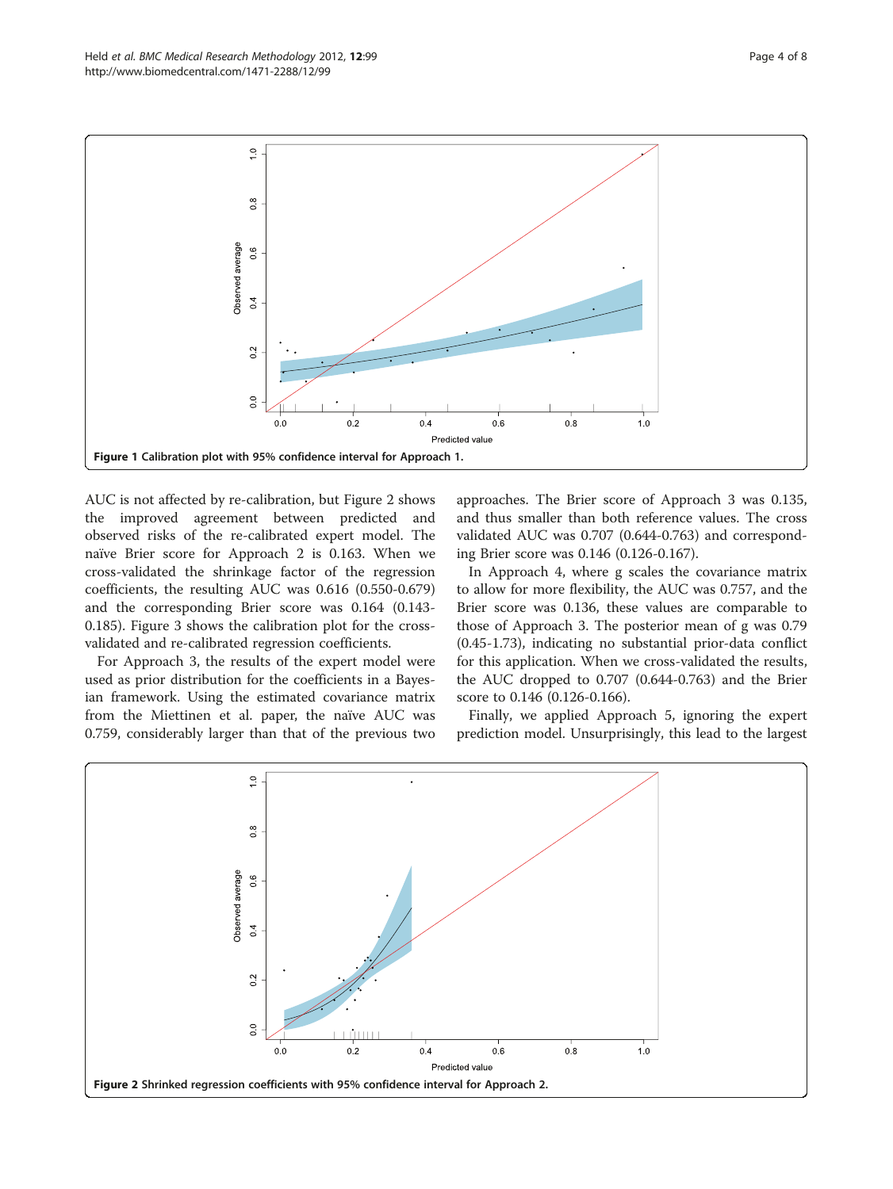Figure 1 Calibration plot with 95% confidence interval for Approach 1.

AUC is not affected by re-calibration, but Figure 2 shows the improved agreement between predicted and observed risks of the re-calibrated expert model. The naïve Brier score for Approach 2 is 0.163. When we cross-validated the shrinkage factor of the regression coefficients, the resulting AUC was 0.616 (0.550-0.679) and the corresponding Brier score was 0.164 (0.143-0.185). Figure 3 shows the calibration plot for the cross-validated and re-calibrated regression coefficients.

For Approach 3, the results of the expert model were used as prior distribution for the coefficients in a Bayesian framework. Using the estimated covariance matrix from the Miettinen et al. paper, the naïve AUC was 0.759, considerably larger than that of the previous two approaches. The Brier score of Approach 3 was 0.135, and thus smaller than both reference values. The cross validated AUC was 0.707 (0.644-0.763) and corresponding Brier score was 0.146 (0.126-0.167).

In Approach 4, where g scales the covariance matrix to allow for more flexibility, the AUC was 0.757, and the Brier score was 0.136, these values are comparable to those of Approach 3. The posterior mean of g was 0.79 (0.45-1.73), indicating no substantial prior-data conflict for this application. When we cross-validated the results, the AUC dropped to 0.707 (0.644-0.763) and the Brier score to 0.146 (0.126-0.166).

Finally, we applied Approach 5, ignoring the expert prediction model. Unsurprisingly, this lead to the largest

Figure 2 Shrinked regression coefficients with 95% confidence interval for Approach 2.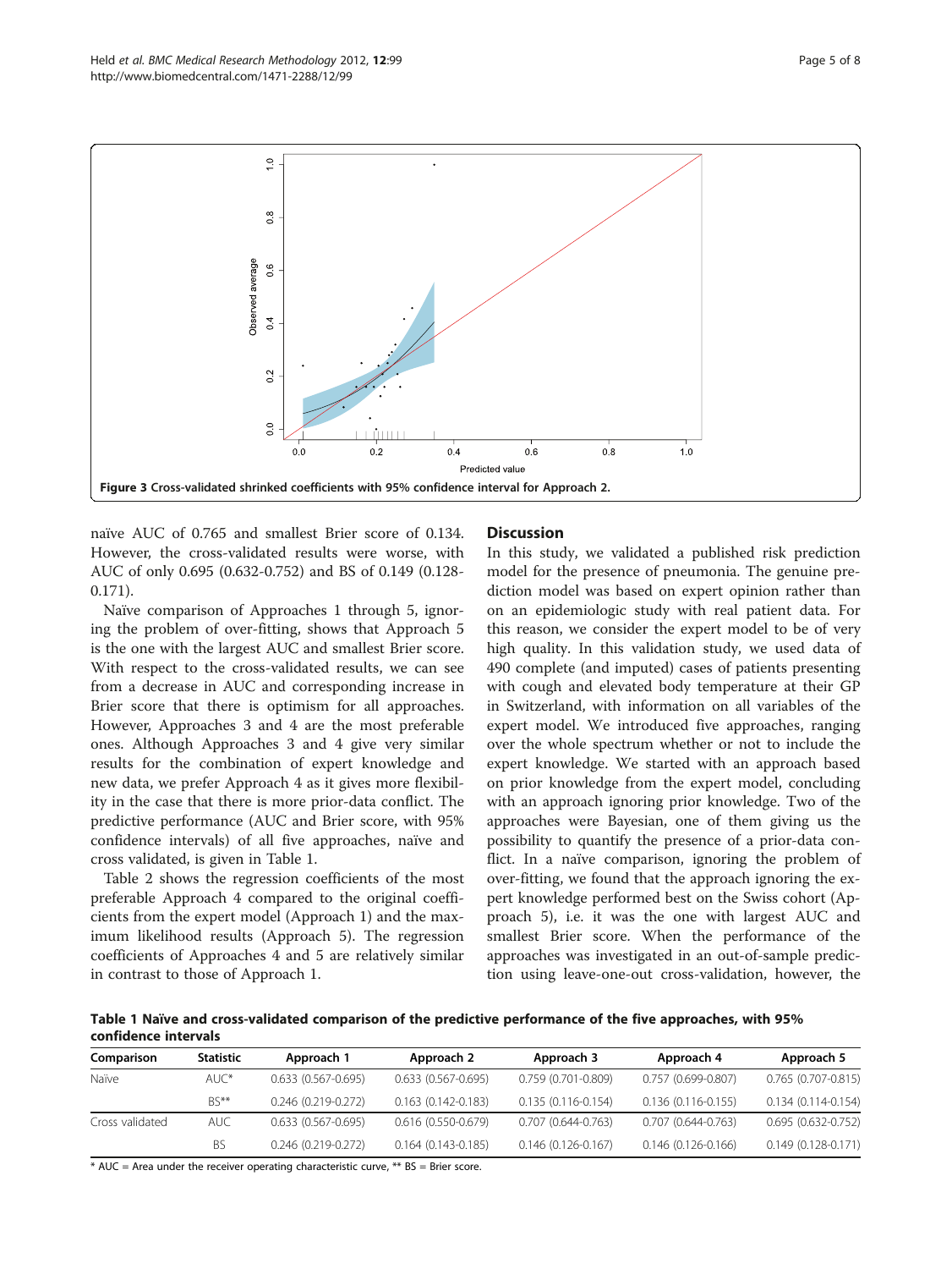Figure 3 Cross-validated shrinked coefficients with 95% confidence interval for Approach 2.

naïve AUC of 0.765 and smallest Brier score of 0.134. However, the cross-validated results were worse, with AUC of only 0.695 (0.632-0.752) and BS of 0.149 (0.128-0.171).

Naïve comparison of Approaches 1 through 5, ignoring the problem of over-fitting, shows that Approach 5 is the one with the largest AUC and smallest Brier score. With respect to the cross-validated results, we can see from a decrease in AUC and corresponding increase in Brier score that there is optimism for all approaches. However, Approaches 3 and 4 are the most preferable ones. Although Approaches 3 and 4 give very similar results for the combination of expert knowledge and new data, we prefer Approach 4 as it gives more flexibility in the case that there is more prior-data conflict. The predictive performance (AUC and Brier score, with 95% confidence intervals) of all five approaches, naïve and cross validated, is given in Table 1.

Table 2 shows the regression coefficients of the most preferable Approach 4 compared to the original coefficients from the expert model (Approach 1) and the maximum likelihood results (Approach 5). The regression coefficients of Approaches 4 and 5 are relatively similar in contrast to those of Approach 1.

## Discussion

In this study, we validated a published risk prediction model for the presence of pneumonia. The genuine prediction model was based on expert opinion rather than on an epidemiologic study with real patient data. For this reason, we consider the expert model to be of very high quality. In this validation study, we used data of 490 complete (and imputed) cases of patients presenting with cough and elevated body temperature at their GP in Switzerland, with information on all variables of the expert model. We introduced five approaches, ranging over the whole spectrum whether or not to include the expert knowledge. We started with an approach based on prior knowledge from the expert model, concluding with an approach ignoring prior knowledge. Two of the approaches were Bayesian, one of them giving us the possibility to quantify the presence of a prior-data conflict. In a naïve comparison, ignoring the problem of over-fitting, we found that the approach ignoring the expert knowledge performed best on the Swiss cohort (Approach 5), i.e. it was the one with largest AUC and smallest Brier score. When the performance of the approaches was investigated in an out-of-sample prediction using leave-one-out cross-validation, however, the

**Table 1 Naïve and cross-validated comparison of the predictive performance of the five approaches, with 95% confidence intervals**

| Comparison | Statistic | Approach 1 | Approach 2 | Approach 3 | Approach 4 | Approach 5 |
|---|---|---|---|---|---|---|
| Naïve | AUC* | 0.633 (0.567-0.695) | 0.633 (0.567-0.695) | 0.759 (0.701-0.809) | 0.757 (0.699-0.807) | 0.765 (0.707-0.815) |
| | BS** | 0.246 (0.219-0.272) | 0.163 (0.142-0.183) | 0.135 (0.116-0.154) | 0.136 (0.116-0.155) | 0.134 (0.114-0.154) |
| Cross validated | AUC | 0.633 (0.567-0.695) | 0.616 (0.550-0.679) | 0.707 (0.644-0.763) | 0.707 (0.644-0.763) | 0.695 (0.632-0.752) |
| | BS | 0.246 (0.219-0.272) | 0.164 (0.143-0.185) | 0.146 (0.126-0.167) | 0.146 (0.126-0.166) | 0.149 (0.128-0.171) |

* AUC = Area under the receiver operating characteristic curve, ** BS = Brier score.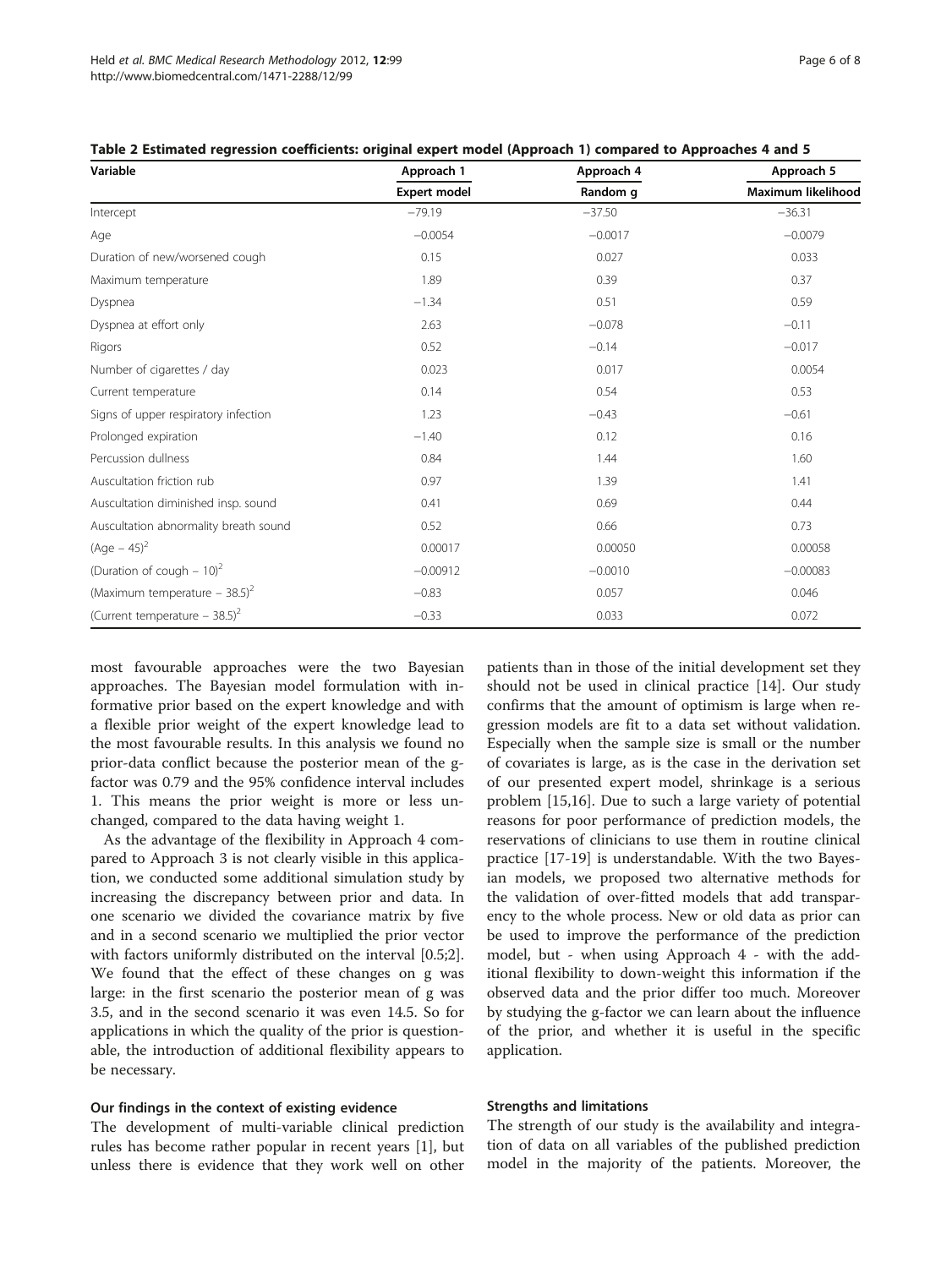**Table 2 Estimated regression coefficients: original expert model (Approach 1) compared to Approaches 4 and 5**

| Variable | Approach 1 | Approach 4 | Approach 5 |
|---|---|---|---|
| | Expert model | Random g | Maximum likelihood |
| Intercept | −79.19 | −37.50 | −36.31 |
| Age | −0.0054 | −0.0017 | −0.0079 |
| Duration of new/worsened cough | 0.15 | 0.027 | 0.033 |
| Maximum temperature | 1.89 | 0.39 | 0.37 |
| Dyspnea | −1.34 | 0.51 | 0.59 |
| Dyspnea at effort only | 2.63 | −0.078 | −0.11 |
| Rigors | 0.52 | −0.14 | −0.017 |
| Number of cigarettes / day | 0.023 | 0.017 | 0.0054 |
| Current temperature | 0.14 | 0.54 | 0.53 |
| Signs of upper respiratory infection | 1.23 | −0.43 | −0.61 |
| Prolonged expiration | −1.40 | 0.12 | 0.16 |
| Percussion dullness | 0.84 | 1.44 | 1.60 |
| Auscultation friction rub | 0.97 | 1.39 | 1.41 |
| Auscultation diminished insp. sound | 0.41 | 0.69 | 0.44 |
| Auscultation abnormality breath sound | 0.52 | 0.66 | 0.73 |
| $(\text{Age} - 45)^2$ | 0.00017 | 0.00050 | 0.00058 |
| $(\text{Duration of cough} - 10)^2$ | −0.00912 | −0.0010 | −0.00083 |
| $(\text{Maximum temperature} - 38.5)^2$ | −0.83 | 0.057 | 0.046 |
| $(\text{Current temperature} - 38.5)^2$ | −0.33 | 0.033 | 0.072 |

most favourable approaches were the two Bayesian approaches. The Bayesian model formulation with informative prior based on the expert knowledge and with a flexible prior weight of the expert knowledge lead to the most favourable results. In this analysis we found no prior-data conflict because the posterior mean of the g-factor was 0.79 and the 95% confidence interval includes 1. This means the prior weight is more or less unchanged, compared to the data having weight 1.

As the advantage of the flexibility in Approach 4 compared to Approach 3 is not clearly visible in this application, we conducted some additional simulation study by increasing the discrepancy between prior and data. In one scenario we divided the covariance matrix by five and in a second scenario we multiplied the prior vector with factors uniformly distributed on the interval [0.5;2]. We found that the effect of these changes on g was large: in the first scenario the posterior mean of g was 3.5, and in the second scenario it was even 14.5. So for applications in which the quality of the prior is questionable, the introduction of additional flexibility appears to be necessary.

### Our findings in the context of existing evidence

The development of multi-variable clinical prediction rules has become rather popular in recent years [1], but unless there is evidence that they work well on other patients than in those of the initial development set they should not be used in clinical practice [14]. Our study confirms that the amount of optimism is large when regression models are fit to a data set without validation. Especially when the sample size is small or the number of covariates is large, as is the case in the derivation set of our presented expert model, shrinkage is a serious problem [15,16]. Due to such a large variety of potential reasons for poor performance of prediction models, the reservations of clinicians to use them in routine clinical practice [17-19] is understandable. With the two Bayesian models, we proposed two alternative methods for the validation of over-fitted models that add transparency to the whole process. New or old data as prior can be used to improve the performance of the prediction model, but - when using Approach 4 - with the additional flexibility to down-weight this information if the observed data and the prior differ too much. Moreover by studying the g-factor we can learn about the influence of the prior, and whether it is useful in the specific application.

### Strengths and limitations

The strength of our study is the availability and integration of data on all variables of the published prediction model in the majority of the patients. Moreover, the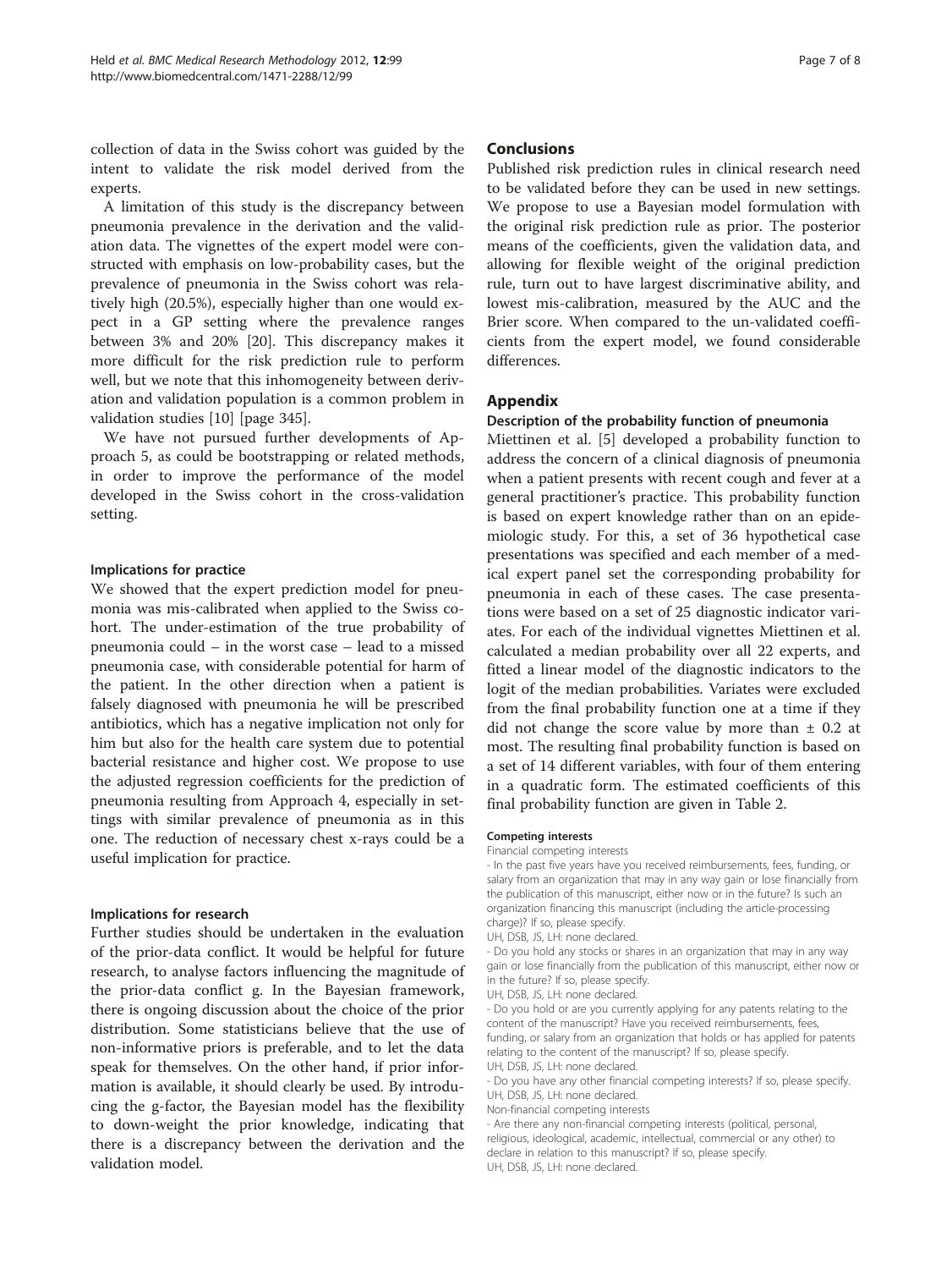collection of data in the Swiss cohort was guided by the intent to validate the risk model derived from the experts.

A limitation of this study is the discrepancy between pneumonia prevalence in the derivation and the validation data. The vignettes of the expert model were constructed with emphasis on low-probability cases, but the prevalence of pneumonia in the Swiss cohort was relatively high (20.5%), especially higher than one would expect in a GP setting where the prevalence ranges between 3% and 20% [20]. This discrepancy makes it more difficult for the risk prediction rule to perform well, but we note that this inhomogeneity between derivation and validation population is a common problem in validation studies [10] [page 345].

We have not pursued further developments of Approach 5, as could be bootstrapping or related methods, in order to improve the performance of the model developed in the Swiss cohort in the cross-validation setting.

### Implications for practice

We showed that the expert prediction model for pneumonia was mis-calibrated when applied to the Swiss cohort. The under-estimation of the true probability of pneumonia could – in the worst case – lead to a missed pneumonia case, with considerable potential for harm of the patient. In the other direction when a patient is falsely diagnosed with pneumonia he will be prescribed antibiotics, which has a negative implication not only for him but also for the health care system due to potential bacterial resistance and higher cost. We propose to use the adjusted regression coefficients for the prediction of pneumonia resulting from Approach 4, especially in settings with similar prevalence of pneumonia as in this one. The reduction of necessary chest x-rays could be a useful implication for practice.

### Implications for research

Further studies should be undertaken in the evaluation of the prior-data conflict. It would be helpful for future research, to analyse factors influencing the magnitude of the prior-data conflict g. In the Bayesian framework, there is ongoing discussion about the choice of the prior distribution. Some statisticians believe that the use of non-informative priors is preferable, and to let the data speak for themselves. On the other hand, if prior information is available, it should clearly be used. By introducing the g-factor, the Bayesian model has the flexibility to down-weight the prior knowledge, indicating that there is a discrepancy between the derivation and the validation model.

## Conclusions

Published risk prediction rules in clinical research need to be validated before they can be used in new settings. We propose to use a Bayesian model formulation with the original risk prediction rule as prior. The posterior means of the coefficients, given the validation data, and allowing for flexible weight of the original prediction rule, turn out to have largest discriminative ability, and lowest mis-calibration, measured by the AUC and the Brier score. When compared to the un-validated coefficients from the expert model, we found considerable differences.

## Appendix

### Description of the probability function of pneumonia

Miettinen et al. [5] developed a probability function to address the concern of a clinical diagnosis of pneumonia when a patient presents with recent cough and fever at a general practitioner's practice. This probability function is based on expert knowledge rather than on an epidemiologic study. For this, a set of 36 hypothetical case presentations was specified and each member of a medical expert panel set the corresponding probability for pneumonia in each of these cases. The case presentations were based on a set of 25 diagnostic indicator variates. For each of the individual vignettes Miettinen et al. calculated a median probability over all 22 experts, and fitted a linear model of the diagnostic indicators to the logit of the median probabilities. Variates were excluded from the final probability function one at a time if they did not change the score value by more than $\pm$ 0.2 at most. The resulting final probability function is based on a set of 14 different variables, with four of them entering in a quadratic form. The estimated coefficients of this final probability function are given in Table 2.

#### Competing interests

Financial competing interests

- In the past five years have you received reimbursements, fees, funding, or salary from an organization that may in any way gain or lose financially from the publication of this manuscript, either now or in the future? Is such an organization financing this manuscript (including the article-processing charge)? If so, please specify.

UH, DSB, JS, LH: none declared.

- Do you hold any stocks or shares in an organization that may in any way gain or lose financially from the publication of this manuscript, either now or in the future? If so, please specify.

UH, DSB, JS, LH: none declared.

- Do you hold or are you currently applying for any patents relating to the content of the manuscript? Have you received reimbursements, fees, funding, or salary from an organization that holds or has applied for patents relating to the content of the manuscript? If so, please specify.

UH, DSB, JS, LH: none declared.

- Do you have any other financial competing interests? If so, please specify.

UH, DSB, JS, LH: none declared.

Non-financial competing interests

- Are there any non-financial competing interests (political, personal, religious, ideological, academic, intellectual, commercial or any other) to declare in relation to this manuscript? If so, please specify.

UH, DSB, JS, LH: none declared.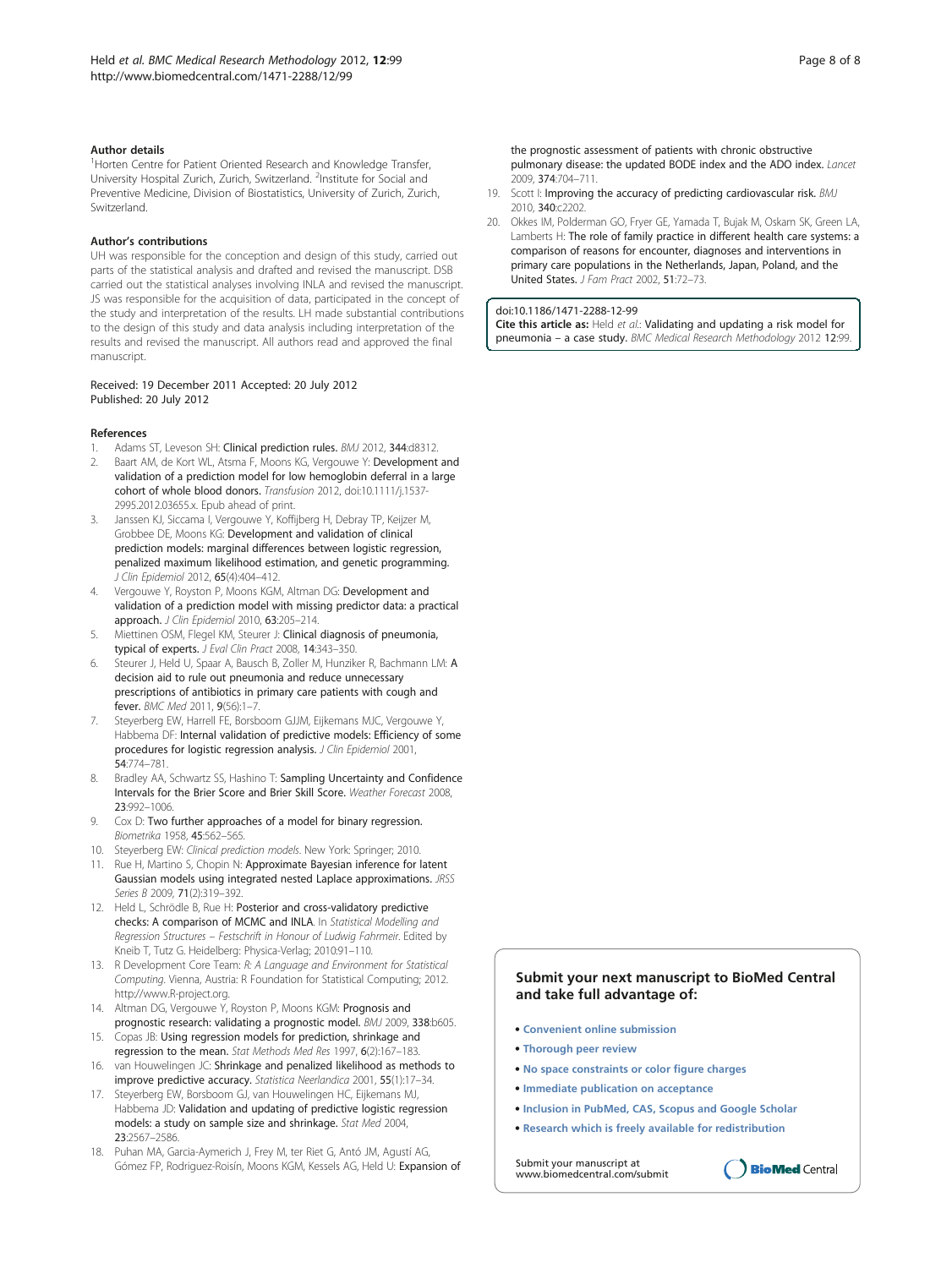### Author details

[1]Horten Centre for Patient Oriented Research and Knowledge Transfer, University Hospital Zurich, Zurich, Switzerland. [2]Institute for Social and Preventive Medicine, Division of Biostatistics, University of Zurich, Zurich, Switzerland.

### Author's contributions

UH was responsible for the conception and design of this study, carried out parts of the statistical analysis and drafted and revised the manuscript. DSB carried out the statistical analyses involving INLA and revised the manuscript. JS was responsible for the acquisition of data, participated in the concept of the study and interpretation of the results. LH made substantial contributions to the design of this study and data analysis including interpretation of the results and revised the manuscript. All authors read and approved the final manuscript.

Received: 19 December 2011 Accepted: 20 July 2012
Published: 20 July 2012

### References

1. Adams ST, Leveson SH: **Clinical prediction rules.** *BMJ* 2012, **344**:d8312.
2. Baart AM, de Kort WL, Atsma F, Moons KG, Vergouwe Y: **Development and validation of a prediction model for low hemoglobin deferral in a large cohort of whole blood donors.** *Transfusion* 2012, doi:10.1111/j.1537-2995.2012.03655.x. Epub ahead of print.
3. Janssen KJ, Siccama I, Vergouwe Y, Koffijberg H, Debray TP, Keijzer M, Grobbee DE, Moons KG: **Development and validation of clinical prediction models: marginal differences between logistic regression, penalized maximum likelihood estimation, and genetic programming.** *J Clin Epidemiol* 2012, **65**(4):404–412.
4. Vergouwe Y, Royston P, Moons KGM, Altman DG: **Development and validation of a prediction model with missing predictor data: a practical approach.** *J Clin Epidemiol* 2010, **63**:205–214.
5. Miettinen OSM, Flegel KM, Steurer J: **Clinical diagnosis of pneumonia, typical of experts.** *J Eval Clin Pract* 2008, **14**:343–350.
6. Steurer J, Held U, Spaar A, Bausch B, Zoller M, Hunziker R, Bachmann LM: **A decision aid to rule out pneumonia and reduce unnecessary prescriptions of antibiotics in primary care patients with cough and fever.** *BMC Med* 2011, **9**(56):1–7.
7. Steyerberg EW, Harrell FE, Borsboom GJJM, Eijkemans MJC, Vergouwe Y, Habbema DF: **Internal validation of predictive models: Efficiency of some procedures for logistic regression analysis.** *J Clin Epidemiol* 2001, **54**:774–781.
8. Bradley AA, Schwartz SS, Hashino T: **Sampling Uncertainty and Confidence Intervals for the Brier Score and Brier Skill Score.** *Weather Forecast* 2008, **23**:992–1006.
9. Cox D: **Two further approaches of a model for binary regression.** *Biometrika* 1958, **45**:562–565.
10. Steyerberg EW: *Clinical prediction models*. New York: Springer; 2010.
11. Rue H, Martino S, Chopin N: **Approximate Bayesian inference for latent Gaussian models using integrated nested Laplace approximations.** *JRSS Series B* 2009, **71**(2):319–392.
12. Held L, Schrödle B, Rue H: **Posterior and cross-validatory predictive checks: A comparison of MCMC and INLA.** In *Statistical Modelling and Regression Structures – Festschrift in Honour of Ludwig Fahrmeir*. Edited by Kneib T, Tutz G. Heidelberg: Physica-Verlag; 2010:91–110.
13. R Development Core Team: *R: A Language and Environment for Statistical Computing*. Vienna, Austria: R Foundation for Statistical Computing; 2012. http://www.R-project.org.
14. Altman DG, Vergouwe Y, Royston P, Moons KGM: **Prognosis and prognostic research: validating a prognostic model.** *BMJ* 2009, **338**:b605.
15. Copas JB: **Using regression models for prediction, shrinkage and regression to the mean.** *Stat Methods Med Res* 1997, **6**(2):167–183.
16. van Houwelingen JC: **Shrinkage and penalized likelihood as methods to improve predictive accuracy.** *Statistica Neerlandica* 2001, **55**(1):17–34.
17. Steyerberg EW, Borsboom GJ, van Houwelingen HC, Eijkemans MJ, Habbema JD: **Validation and updating of predictive logistic regression models: a study on sample size and shrinkage.** *Stat Med* 2004, **23**:2567–2586.
18. Puhan MA, Garcia-Aymerich J, Frey M, ter Riet G, Antó JM, Agustí AG, Gómez FP, Rodríguez-Roisín, Moons KGM, Kessels AG, Held U: **Expansion of the prognostic assessment of patients with chronic obstructive pulmonary disease: the updated BODE index and the ADO index.** *Lancet* 2009, **374**:704–711.
19. Scott I: **Improving the accuracy of predicting cardiovascular risk.** *BMJ* 2010, **340**:c2202.
20. Okkes IM, Polderman GO, Fryer GE, Yamada T, Bujak M, Oskam SK, Green LA, Lamberts H: **The role of family practice in different health care systems: a comparison of reasons for encounter, diagnoses and interventions in primary care populations in the Netherlands, Japan, Poland, and the United States.** *J Fam Pract* 2002, **51**:72–73.

doi:10.1186/1471-2288-12-99
**Cite this article as:** Held *et al.*: Validating and updating a risk model for pneumonia – a case study. *BMC Medical Research Methodology* 2012 **12**:99.

**Submit your next manuscript to BioMed Central and take full advantage of:**

- **Convenient online submission**
- **Thorough peer review**
- **No space constraints or color figure charges**
- **Immediate publication on acceptance**
- **Inclusion in PubMed, CAS, Scopus and Google Scholar**
- **Research which is freely available for redistribution**

Submit your manuscript at
www.biomedcentral.com/submit

BioMed Central